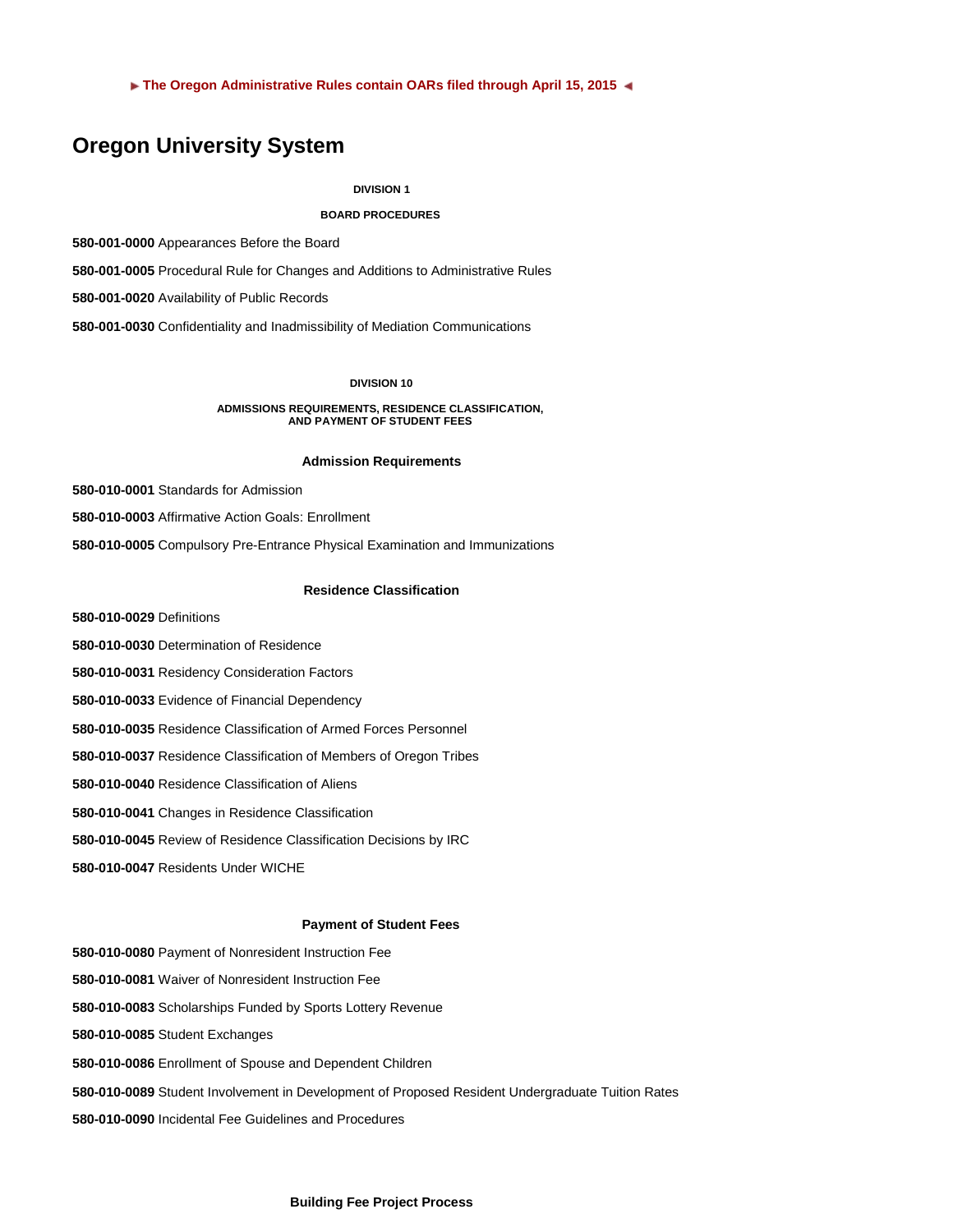► The Oregon Administrative Rules contain OARs filed through April 15, 2015 ◄

# Oregon University System

### DIVISION 1

### BOARD PROCEDURES

**580-001-0000** Appearances Before the Board

**580-001-0005** Procedural Rule for Changes and Additions to Administrative Rules

**580-001-0020** Availability of Public Records

**580-001-0030** Confidentiality and Inadmissibility of Mediation Communications

### DIVISION 10

### ADMISSIONS REQUIREMENTS, RESIDENCE CLASSIFICATION, AND PAYMENT OF STUDENT FEES

#### Admission Requirements

**580-010-0001** Standards for Admission

**580-010-0003** Affirmative Action Goals: Enrollment

**580-010-0005** Compulsory Pre-Entrance Physical Examination and Immunizations

#### Residence Classification

**580-010-0029** Definitions

**580-010-0030** Determination of Residence

**580-010-0031** Residency Consideration Factors

**580-010-0033** Evidence of Financial Dependency

**580-010-0035** Residence Classification of Armed Forces Personnel

**580-010-0037** Residence Classification of Members of Oregon Tribes

**580-010-0040** Residence Classification of Aliens

**580-010-0041** Changes in Residence Classification

**580-010-0045** Review of Residence Classification Decisions by IRC

**580-010-0047** Residents Under WICHE

#### Payment of Student Fees

**580-010-0080** Payment of Nonresident Instruction Fee

**580-010-0081** Waiver of Nonresident Instruction Fee

**580-010-0083** Scholarships Funded by Sports Lottery Revenue

**580-010-0085** Student Exchanges

**580-010-0086** Enrollment of Spouse and Dependent Children

**580-010-0089** Student Involvement in Development of Proposed Resident Undergraduate Tuition Rates

**580-010-0090** Incidental Fee Guidelines and Procedures

#### Building Fee Project Process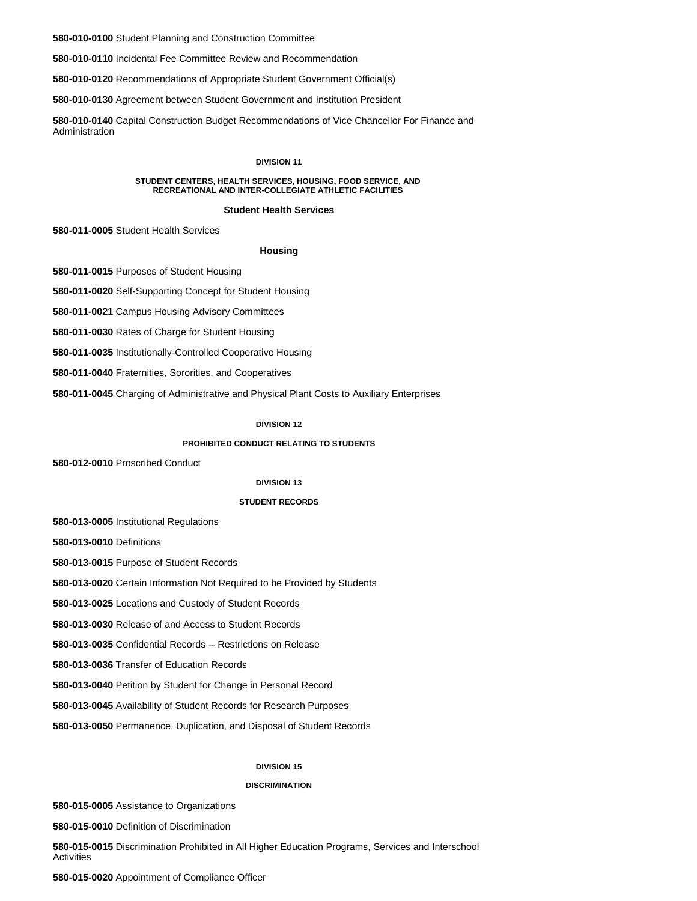**580-010-0100** Student Planning and Construction Committee

**580-010-0110** Incidental Fee Committee Review and Recommendation

**580-010-0120** Recommendations of Appropriate Student Government Official(s)

**580-010-0130** Agreement between Student Government and Institution President

**580-010-0140** Capital Construction Budget Recommendations of Vice Chancellor For Finance and Administration

## DIVISION 11

## STUDENT CENTERS, HEALTH SERVICES, HOUSING, FOOD SERVICE, AND RECREATIONAL AND INTER-COLLEGIATE ATHLETIC FACILITIES

### Student Health Services

**580-011-0005** Student Health Services

### Housing

**580-011-0015** Purposes of Student Housing

**580-011-0020** Self-Supporting Concept for Student Housing

**580-011-0021** Campus Housing Advisory Committees

**580-011-0030** Rates of Charge for Student Housing

**580-011-0035** Institutionally-Controlled Cooperative Housing

**580-011-0040** Fraternities, Sororities, and Cooperatives

**580-011-0045** Charging of Administrative and Physical Plant Costs to Auxiliary Enterprises

## DIVISION 12

## PROHIBITED CONDUCT RELATING TO STUDENTS

**580-012-0010** Proscribed Conduct

## DIVISION 13

## STUDENT RECORDS

**580-013-0005** Institutional Regulations

**580-013-0010** Definitions

**580-013-0015** Purpose of Student Records

**580-013-0020** Certain Information Not Required to be Provided by Students

**580-013-0025** Locations and Custody of Student Records

**580-013-0030** Release of and Access to Student Records

**580-013-0035** Confidential Records -- Restrictions on Release

**580-013-0036** Transfer of Education Records

**580-013-0040** Petition by Student for Change in Personal Record

**580-013-0045** Availability of Student Records for Research Purposes

**580-013-0050** Permanence, Duplication, and Disposal of Student Records

## DIVISION 15

## DISCRIMINATION

**580-015-0005** Assistance to Organizations

**580-015-0010** Definition of Discrimination

**580-015-0015** Discrimination Prohibited in All Higher Education Programs, Services and Interschool Activities

**580-015-0020** Appointment of Compliance Officer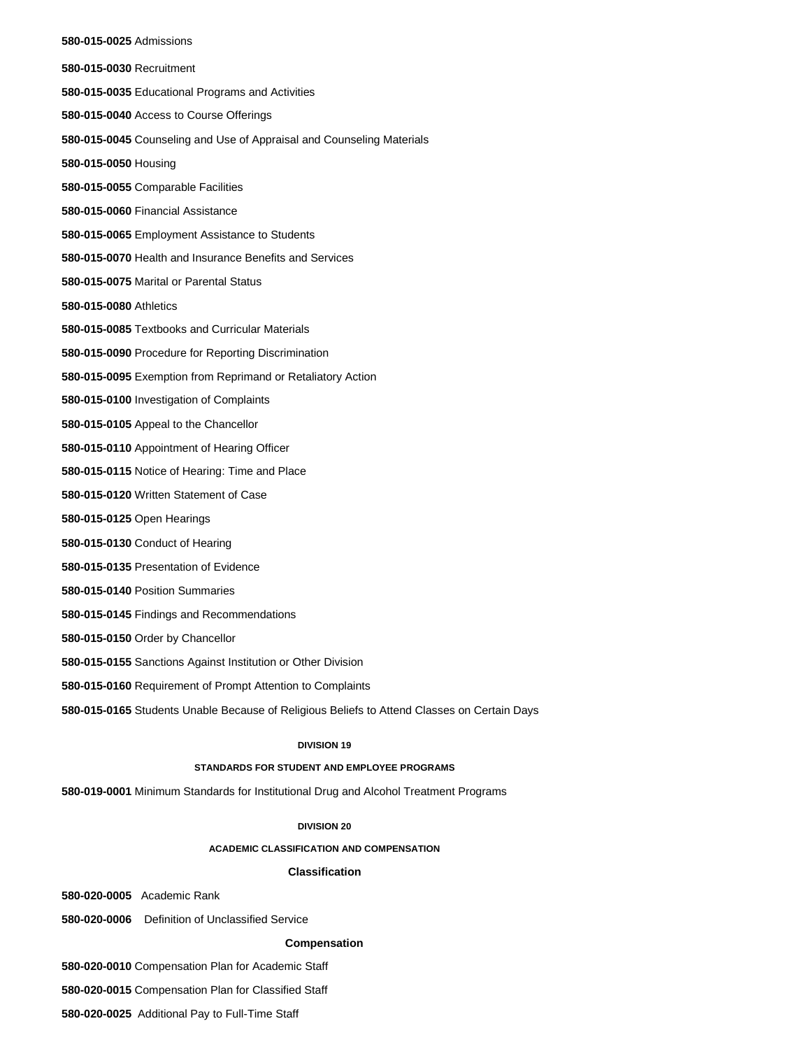**580-015-0025** Admissions

**580-015-0030** Recruitment

**580-015-0035** Educational Programs and Activities

**580-015-0040** Access to Course Offerings

**580-015-0045** Counseling and Use of Appraisal and Counseling Materials

**580-015-0050** Housing

**580-015-0055** Comparable Facilities

**580-015-0060** Financial Assistance

**580-015-0065** Employment Assistance to Students

**580-015-0070** Health and Insurance Benefits and Services

**580-015-0075** Marital or Parental Status

**580-015-0080** Athletics

**580-015-0085** Textbooks and Curricular Materials

**580-015-0090** Procedure for Reporting Discrimination

**580-015-0095** Exemption from Reprimand or Retaliatory Action

**580-015-0100** Investigation of Complaints

**580-015-0105** Appeal to the Chancellor

**580-015-0110** Appointment of Hearing Officer

**580-015-0115** Notice of Hearing: Time and Place

**580-015-0120** Written Statement of Case

**580-015-0125** Open Hearings

**580-015-0130** Conduct of Hearing

**580-015-0135** Presentation of Evidence

**580-015-0140** Position Summaries

**580-015-0145** Findings and Recommendations

**580-015-0150** Order by Chancellor

**580-015-0155** Sanctions Against Institution or Other Division

**580-015-0160** Requirement of Prompt Attention to Complaints

**580-015-0165** Students Unable Because of Religious Beliefs to Attend Classes on Certain Days

## DIVISION 19

## STANDARDS FOR STUDENT AND EMPLOYEE PROGRAMS

**580-019-0001** Minimum Standards for Institutional Drug and Alcohol Treatment Programs

## DIVISION 20

## ACADEMIC CLASSIFICATION AND COMPENSATION

### Classification

**580-020-0005** Academic Rank

**580-020-0006** Definition of Unclassified Service

### Compensation

**580-020-0010** Compensation Plan for Academic Staff

**580-020-0015** Compensation Plan for Classified Staff

**580-020-0025** Additional Pay to Full-Time Staff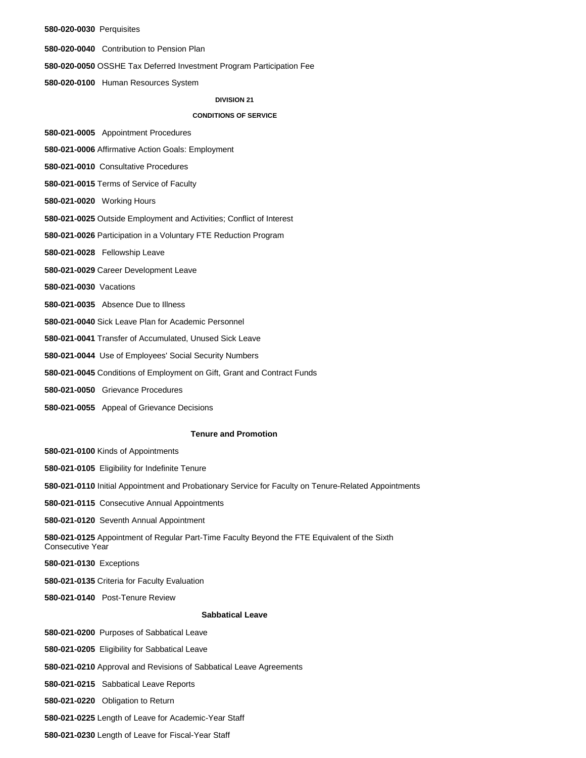**580-020-0030** Perquisites

**580-020-0040** Contribution to Pension Plan

**580-020-0050** OSSHE Tax Deferred Investment Program Participation Fee

**580-020-0100** Human Resources System

### DIVISION 21

### CONDITIONS OF SERVICE

**580-021-0005** Appointment Procedures

**580-021-0006** Affirmative Action Goals: Employment

**580-021-0010** Consultative Procedures

**580-021-0015** Terms of Service of Faculty

**580-021-0020** Working Hours

**580-021-0025** Outside Employment and Activities; Conflict of Interest

**580-021-0026** Participation in a Voluntary FTE Reduction Program

**580-021-0028** Fellowship Leave

**580-021-0029** Career Development Leave

**580-021-0030** Vacations

**580-021-0035** Absence Due to Illness

**580-021-0040** Sick Leave Plan for Academic Personnel

**580-021-0041** Transfer of Accumulated, Unused Sick Leave

**580-021-0044** Use of Employees' Social Security Numbers

**580-021-0045** Conditions of Employment on Gift, Grant and Contract Funds

**580-021-0050** Grievance Procedures

**580-021-0055** Appeal of Grievance Decisions

### Tenure and Promotion

**580-021-0100** Kinds of Appointments

**580-021-0105** Eligibility for Indefinite Tenure

**580-021-0110** Initial Appointment and Probationary Service for Faculty on Tenure-Related Appointments

**580-021-0115** Consecutive Annual Appointments

**580-021-0120** Seventh Annual Appointment

**580-021-0125** Appointment of Regular Part-Time Faculty Beyond the FTE Equivalent of the Sixth Consecutive Year

**580-021-0130** Exceptions

**580-021-0135** Criteria for Faculty Evaluation

**580-021-0140** Post-Tenure Review

### Sabbatical Leave

**580-021-0200** Purposes of Sabbatical Leave

**580-021-0205** Eligibility for Sabbatical Leave

**580-021-0210** Approval and Revisions of Sabbatical Leave Agreements

**580-021-0215** Sabbatical Leave Reports

**580-021-0220** Obligation to Return

**580-021-0225** Length of Leave for Academic-Year Staff

**580-021-0230** Length of Leave for Fiscal-Year Staff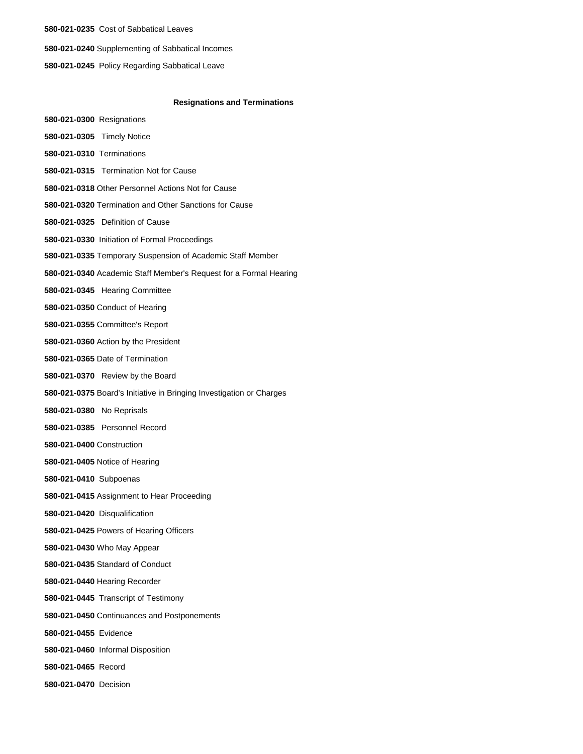**580-021-0235** Cost of Sabbatical Leaves

**580-021-0240** Supplementing of Sabbatical Incomes

**580-021-0245** Policy Regarding Sabbatical Leave

### Resignations and Terminations

**580-021-0300** Resignations

**580-021-0305** Timely Notice

**580-021-0310** Terminations

**580-021-0315** Termination Not for Cause

**580-021-0318** Other Personnel Actions Not for Cause

**580-021-0320** Termination and Other Sanctions for Cause

**580-021-0325** Definition of Cause

**580-021-0330** Initiation of Formal Proceedings

**580-021-0335** Temporary Suspension of Academic Staff Member

**580-021-0340** Academic Staff Member's Request for a Formal Hearing

**580-021-0345** Hearing Committee

**580-021-0350** Conduct of Hearing

**580-021-0355** Committee's Report

**580-021-0360** Action by the President

**580-021-0365** Date of Termination

**580-021-0370** Review by the Board

**580-021-0375** Board's Initiative in Bringing Investigation or Charges

**580-021-0380** No Reprisals

**580-021-0385** Personnel Record

**580-021-0400** Construction

**580-021-0405** Notice of Hearing

**580-021-0410** Subpoenas

**580-021-0415** Assignment to Hear Proceeding

**580-021-0420** Disqualification

**580-021-0425** Powers of Hearing Officers

**580-021-0430** Who May Appear

**580-021-0435** Standard of Conduct

**580-021-0440** Hearing Recorder

**580-021-0445** Transcript of Testimony

**580-021-0450** Continuances and Postponements

**580-021-0455** Evidence

**580-021-0460** Informal Disposition

**580-021-0465** Record

**580-021-0470** Decision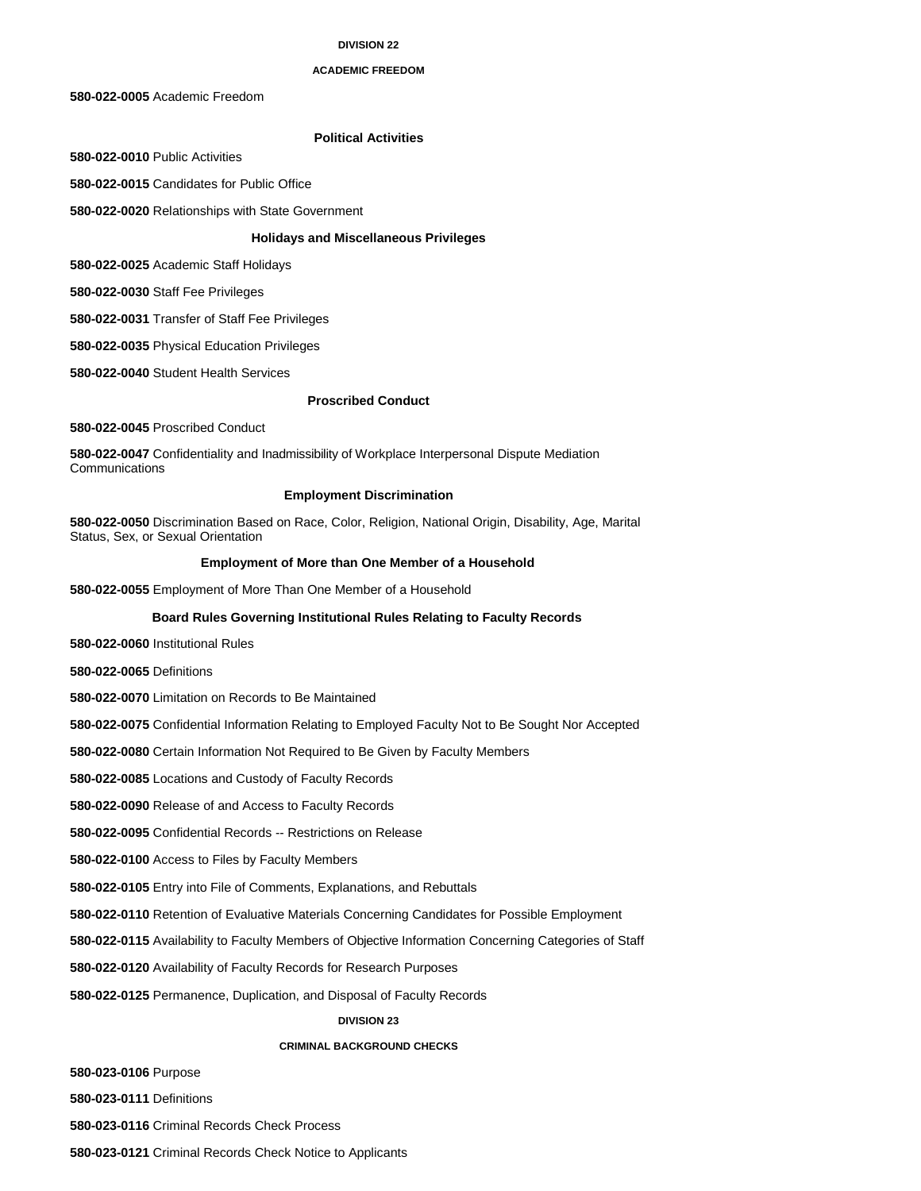## DIVISION 22

### ACADEMIC FREEDOM

**580-022-0005** Academic Freedom

#### Political Activities

**580-022-0010** Public Activities

**580-022-0015** Candidates for Public Office

**580-022-0020** Relationships with State Government

#### Holidays and Miscellaneous Privileges

**580-022-0025** Academic Staff Holidays

**580-022-0030** Staff Fee Privileges

**580-022-0031** Transfer of Staff Fee Privileges

**580-022-0035** Physical Education Privileges

**580-022-0040** Student Health Services

#### Proscribed Conduct

**580-022-0045** Proscribed Conduct

**580-022-0047** Confidentiality and Inadmissibility of Workplace Interpersonal Dispute Mediation Communications

#### Employment Discrimination

**580-022-0050** Discrimination Based on Race, Color, Religion, National Origin, Disability, Age, Marital Status, Sex, or Sexual Orientation

#### Employment of More than One Member of a Household

**580-022-0055** Employment of More Than One Member of a Household

#### Board Rules Governing Institutional Rules Relating to Faculty Records

**580-022-0060** Institutional Rules

**580-022-0065** Definitions

**580-022-0070** Limitation on Records to Be Maintained

**580-022-0075** Confidential Information Relating to Employed Faculty Not to Be Sought Nor Accepted

**580-022-0080** Certain Information Not Required to Be Given by Faculty Members

**580-022-0085** Locations and Custody of Faculty Records

**580-022-0090** Release of and Access to Faculty Records

**580-022-0095** Confidential Records -- Restrictions on Release

**580-022-0100** Access to Files by Faculty Members

**580-022-0105** Entry into File of Comments, Explanations, and Rebuttals

**580-022-0110** Retention of Evaluative Materials Concerning Candidates for Possible Employment

**580-022-0115** Availability to Faculty Members of Objective Information Concerning Categories of Staff

**580-022-0120** Availability of Faculty Records for Research Purposes

**580-022-0125** Permanence, Duplication, and Disposal of Faculty Records

## DIVISION 23

### CRIMINAL BACKGROUND CHECKS

**580-023-0106** Purpose

**580-023-0111** Definitions

**580-023-0116** Criminal Records Check Process

**580-023-0121** Criminal Records Check Notice to Applicants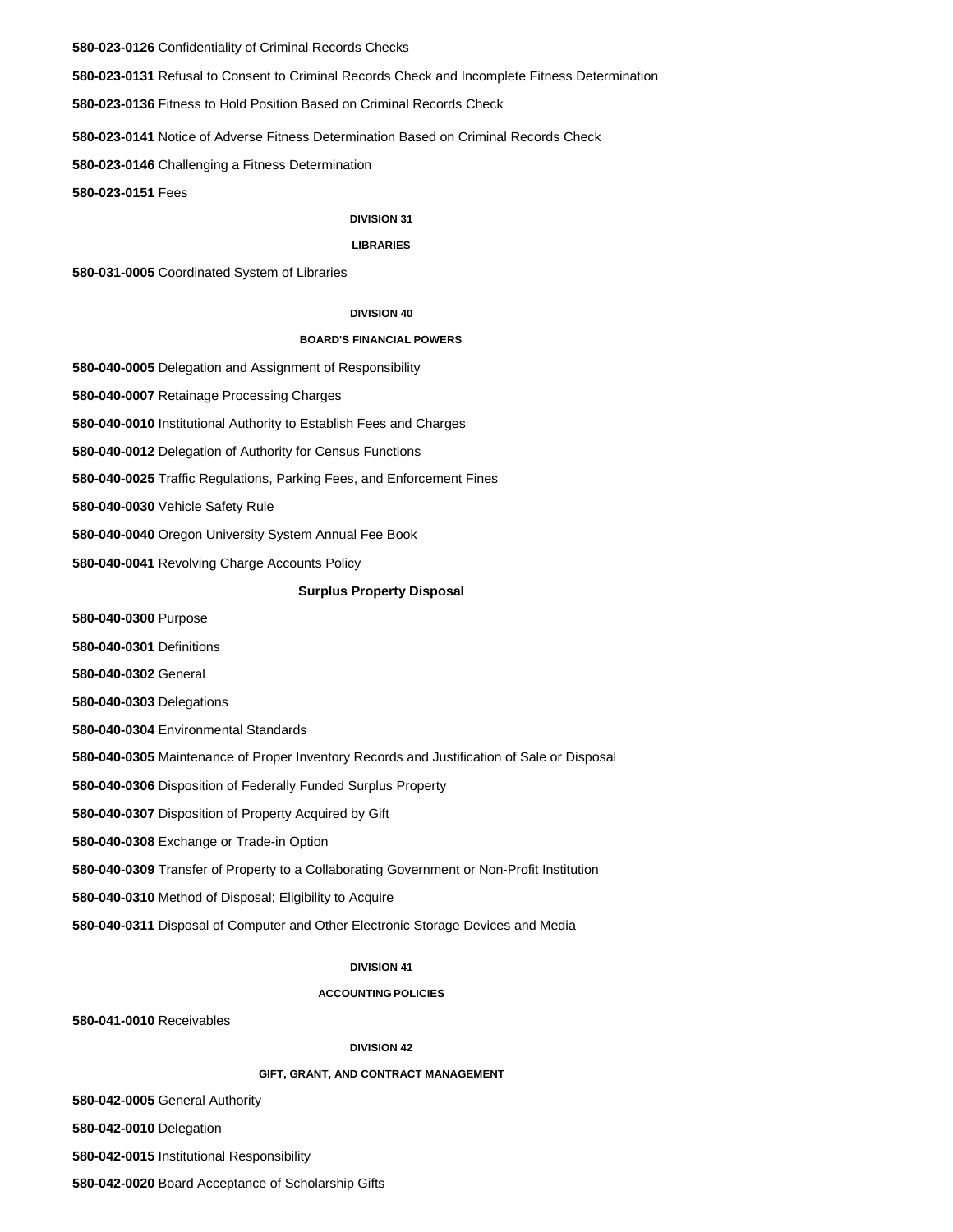**580-023-0126** Confidentiality of Criminal Records Checks

**580-023-0131** Refusal to Consent to Criminal Records Check and Incomplete Fitness Determination

**580-023-0136** Fitness to Hold Position Based on Criminal Records Check

**580-023-0141** Notice of Adverse Fitness Determination Based on Criminal Records Check

**580-023-0146** Challenging a Fitness Determination

**580-023-0151** Fees

## DIVISION 31

## LIBRARIES

**580-031-0005** Coordinated System of Libraries

## DIVISION 40

## BOARD'S FINANCIAL POWERS

**580-040-0005** Delegation and Assignment of Responsibility

**580-040-0007** Retainage Processing Charges

**580-040-0010** Institutional Authority to Establish Fees and Charges

**580-040-0012** Delegation of Authority for Census Functions

**580-040-0025** Traffic Regulations, Parking Fees, and Enforcement Fines

**580-040-0030** Vehicle Safety Rule

**580-040-0040** Oregon University System Annual Fee Book

**580-040-0041** Revolving Charge Accounts Policy

### Surplus Property Disposal

**580-040-0300** Purpose

**580-040-0301** Definitions

**580-040-0302** General

**580-040-0303** Delegations

**580-040-0304** Environmental Standards

**580-040-0305** Maintenance of Proper Inventory Records and Justification of Sale or Disposal

**580-040-0306** Disposition of Federally Funded Surplus Property

**580-040-0307** Disposition of Property Acquired by Gift

**580-040-0308** Exchange or Trade-in Option

**580-040-0309** Transfer of Property to a Collaborating Government or Non-Profit Institution

**580-040-0310** Method of Disposal; Eligibility to Acquire

**580-040-0311** Disposal of Computer and Other Electronic Storage Devices and Media

## DIVISION 41

## ACCOUNTING POLICIES

**580-041-0010** Receivables

## DIVISION 42

## GIFT, GRANT, AND CONTRACT MANAGEMENT

**580-042-0005** General Authority

**580-042-0010** Delegation

**580-042-0015** Institutional Responsibility

**580-042-0020** Board Acceptance of Scholarship Gifts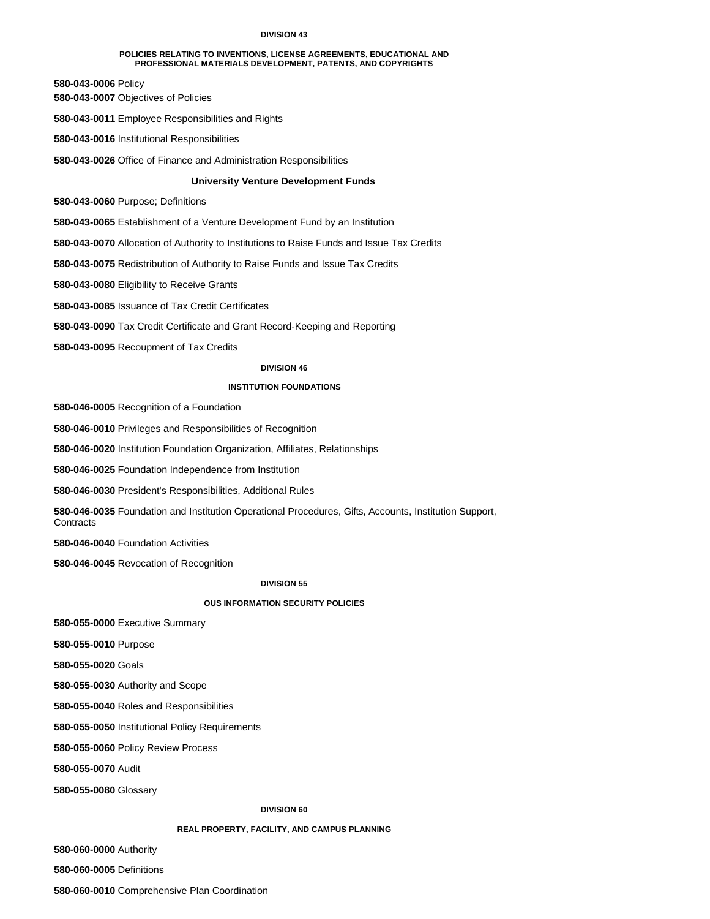## DIVISION 43

### POLICIES RELATING TO INVENTIONS, LICENSE AGREEMENTS, EDUCATIONAL AND PROFESSIONAL MATERIALS DEVELOPMENT, PATENTS, AND COPYRIGHTS

**580-043-0006** Policy

**580-043-0007** Objectives of Policies

**580-043-0011** Employee Responsibilities and Rights

**580-043-0016** Institutional Responsibilities

**580-043-0026** Office of Finance and Administration Responsibilities

### University Venture Development Funds

**580-043-0060** Purpose; Definitions

**580-043-0065** Establishment of a Venture Development Fund by an Institution

**580-043-0070** Allocation of Authority to Institutions to Raise Funds and Issue Tax Credits

**580-043-0075** Redistribution of Authority to Raise Funds and Issue Tax Credits

**580-043-0080** Eligibility to Receive Grants

**580-043-0085** Issuance of Tax Credit Certificates

**580-043-0090** Tax Credit Certificate and Grant Record-Keeping and Reporting

**580-043-0095** Recoupment of Tax Credits

## DIVISION 46

### INSTITUTION FOUNDATIONS

**580-046-0005** Recognition of a Foundation

**580-046-0010** Privileges and Responsibilities of Recognition

**580-046-0020** Institution Foundation Organization, Affiliates, Relationships

**580-046-0025** Foundation Independence from Institution

**580-046-0030** President's Responsibilities, Additional Rules

**580-046-0035** Foundation and Institution Operational Procedures, Gifts, Accounts, Institution Support, Contracts

**580-046-0040** Foundation Activities

**580-046-0045** Revocation of Recognition

## DIVISION 55

### OUS INFORMATION SECURITY POLICIES

**580-055-0000** Executive Summary

**580-055-0010** Purpose

**580-055-0020** Goals

**580-055-0030** Authority and Scope

**580-055-0040** Roles and Responsibilities

**580-055-0050** Institutional Policy Requirements

**580-055-0060** Policy Review Process

**580-055-0070** Audit

**580-055-0080** Glossary

## DIVISION 60

### REAL PROPERTY, FACILITY, AND CAMPUS PLANNING

**580-060-0000** Authority

**580-060-0005** Definitions

**580-060-0010** Comprehensive Plan Coordination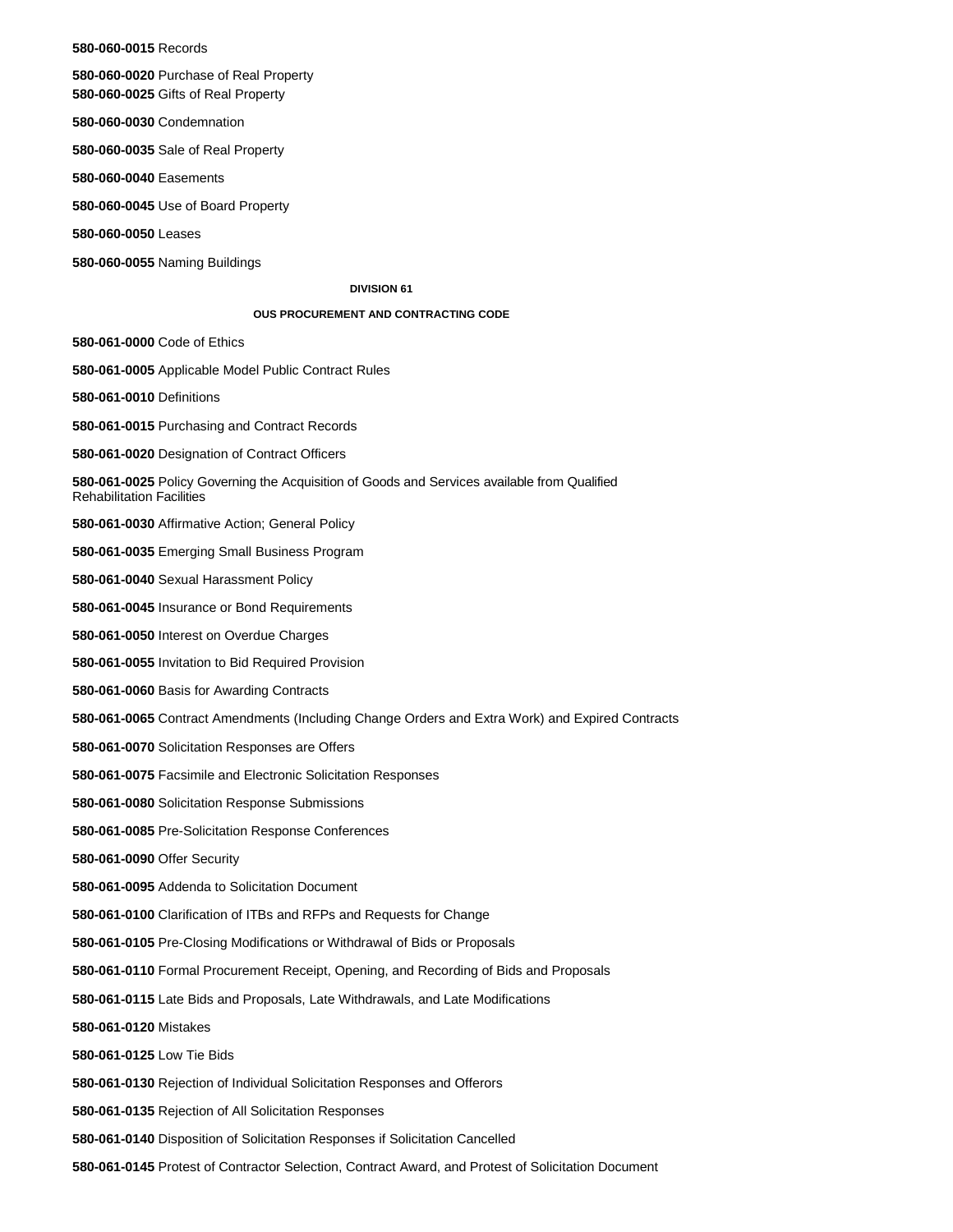**580-060-0015** Records

**580-060-0020** Purchase of Real Property
**580-060-0025** Gifts of Real Property

**580-060-0030** Condemnation

**580-060-0035** Sale of Real Property

**580-060-0040** Easements

**580-060-0045** Use of Board Property

**580-060-0050** Leases

**580-060-0055** Naming Buildings

## DIVISION 61

## OUS PROCUREMENT AND CONTRACTING CODE

**580-061-0000** Code of Ethics

**580-061-0005** Applicable Model Public Contract Rules

**580-061-0010** Definitions

**580-061-0015** Purchasing and Contract Records

**580-061-0020** Designation of Contract Officers

**580-061-0025** Policy Governing the Acquisition of Goods and Services available from Qualified Rehabilitation Facilities

**580-061-0030** Affirmative Action; General Policy

**580-061-0035** Emerging Small Business Program

**580-061-0040** Sexual Harassment Policy

**580-061-0045** Insurance or Bond Requirements

**580-061-0050** Interest on Overdue Charges

**580-061-0055** Invitation to Bid Required Provision

**580-061-0060** Basis for Awarding Contracts

**580-061-0065** Contract Amendments (Including Change Orders and Extra Work) and Expired Contracts

**580-061-0070** Solicitation Responses are Offers

**580-061-0075** Facsimile and Electronic Solicitation Responses

**580-061-0080** Solicitation Response Submissions

**580-061-0085** Pre-Solicitation Response Conferences

**580-061-0090** Offer Security

**580-061-0095** Addenda to Solicitation Document

**580-061-0100** Clarification of ITBs and RFPs and Requests for Change

**580-061-0105** Pre-Closing Modifications or Withdrawal of Bids or Proposals

**580-061-0110** Formal Procurement Receipt, Opening, and Recording of Bids and Proposals

**580-061-0115** Late Bids and Proposals, Late Withdrawals, and Late Modifications

**580-061-0120** Mistakes

**580-061-0125** Low Tie Bids

**580-061-0130** Rejection of Individual Solicitation Responses and Offerors

**580-061-0135** Rejection of All Solicitation Responses

**580-061-0140** Disposition of Solicitation Responses if Solicitation Cancelled

**580-061-0145** Protest of Contractor Selection, Contract Award, and Protest of Solicitation Document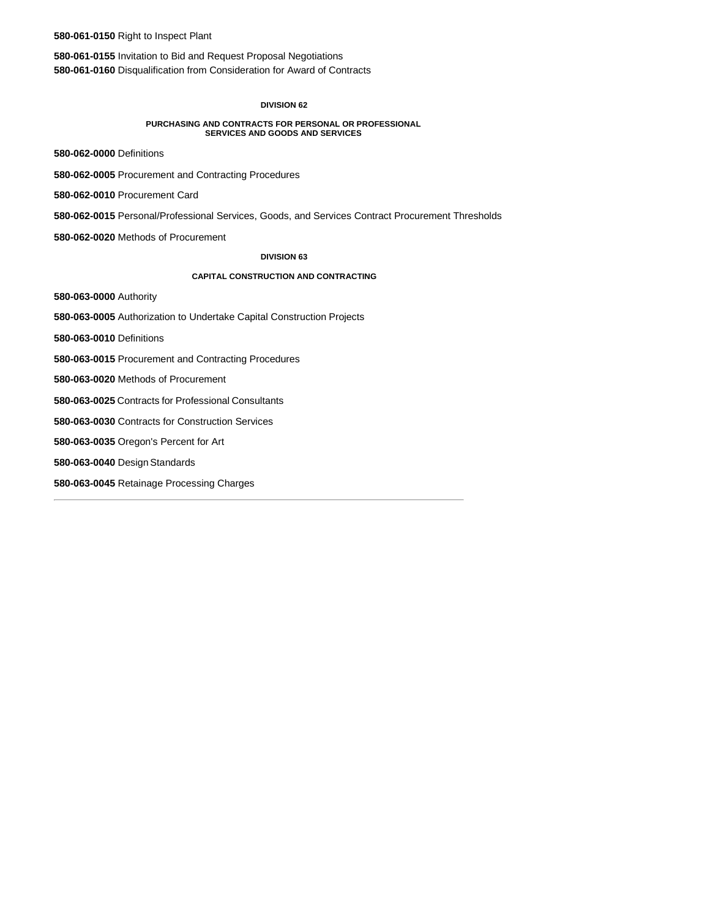**580-061-0150** Right to Inspect Plant

**580-061-0155** Invitation to Bid and Request Proposal Negotiations

**580-061-0160** Disqualification from Consideration for Award of Contracts

## DIVISION 62

### PURCHASING AND CONTRACTS FOR PERSONAL OR PROFESSIONAL SERVICES AND GOODS AND SERVICES

**580-062-0000** Definitions

**580-062-0005** Procurement and Contracting Procedures

**580-062-0010** Procurement Card

**580-062-0015** Personal/Professional Services, Goods, and Services Contract Procurement Thresholds

**580-062-0020** Methods of Procurement

## DIVISION 63

### CAPITAL CONSTRUCTION AND CONTRACTING

**580-063-0000** Authority

**580-063-0005** Authorization to Undertake Capital Construction Projects

**580-063-0010** Definitions

**580-063-0015** Procurement and Contracting Procedures

**580-063-0020** Methods of Procurement

**580-063-0025** Contracts for Professional Consultants

**580-063-0030** Contracts for Construction Services

**580-063-0035** Oregon's Percent for Art

**580-063-0040** Design Standards

**580-063-0045** Retainage Processing Charges

---